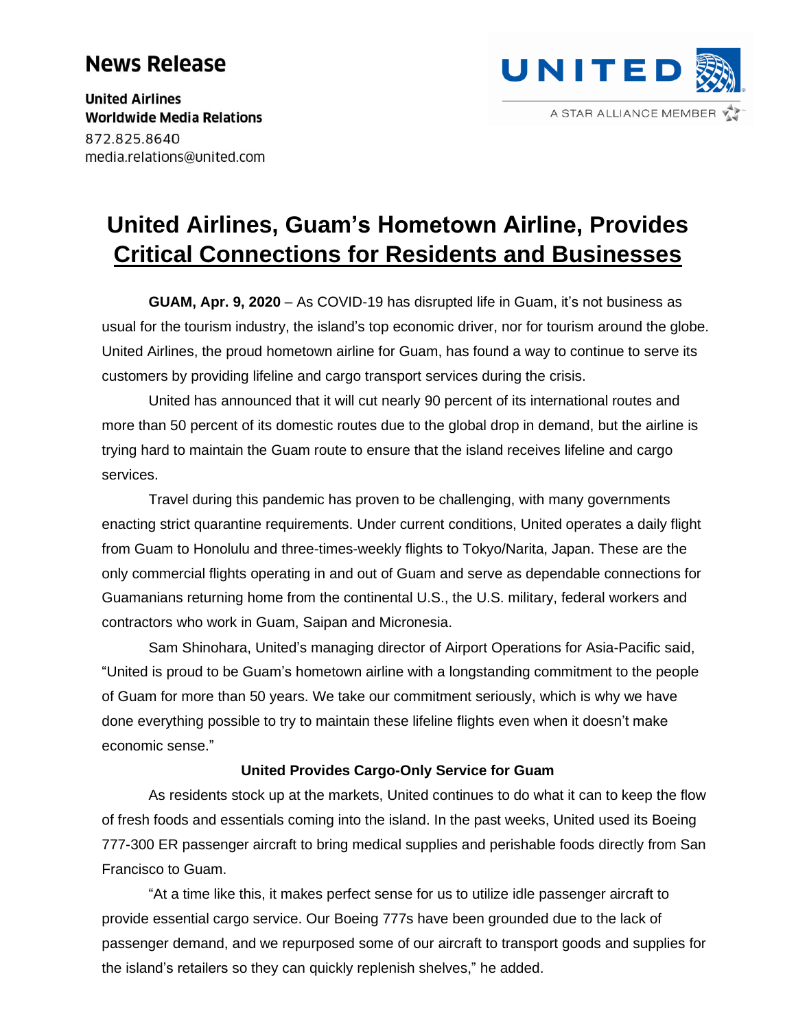# News Release

**United Airlines**
**Worldwide Media Relations**
872.825.8640
media.relations@united.com

UNITED
A STAR ALLIANCE MEMBER

## United Airlines, Guam's Hometown Airline, Provides Critical Connections for Residents and Businesses

**GUAM, Apr. 9, 2020** – As COVID-19 has disrupted life in Guam, it's not business as usual for the tourism industry, the island's top economic driver, nor for tourism around the globe. United Airlines, the proud hometown airline for Guam, has found a way to continue to serve its customers by providing lifeline and cargo transport services during the crisis.

United has announced that it will cut nearly 90 percent of its international routes and more than 50 percent of its domestic routes due to the global drop in demand, but the airline is trying hard to maintain the Guam route to ensure that the island receives lifeline and cargo services.

Travel during this pandemic has proven to be challenging, with many governments enacting strict quarantine requirements. Under current conditions, United operates a daily flight from Guam to Honolulu and three-times-weekly flights to Tokyo/Narita, Japan. These are the only commercial flights operating in and out of Guam and serve as dependable connections for Guamanians returning home from the continental U.S., the U.S. military, federal workers and contractors who work in Guam, Saipan and Micronesia.

Sam Shinohara, United's managing director of Airport Operations for Asia-Pacific said, "United is proud to be Guam's hometown airline with a longstanding commitment to the people of Guam for more than 50 years. We take our commitment seriously, which is why we have done everything possible to try to maintain these lifeline flights even when it doesn't make economic sense."

**United Provides Cargo-Only Service for Guam**

As residents stock up at the markets, United continues to do what it can to keep the flow of fresh foods and essentials coming into the island. In the past weeks, United used its Boeing 777-300 ER passenger aircraft to bring medical supplies and perishable foods directly from San Francisco to Guam.

"At a time like this, it makes perfect sense for us to utilize idle passenger aircraft to provide essential cargo service. Our Boeing 777s have been grounded due to the lack of passenger demand, and we repurposed some of our aircraft to transport goods and supplies for the island's retailers so they can quickly replenish shelves," he added.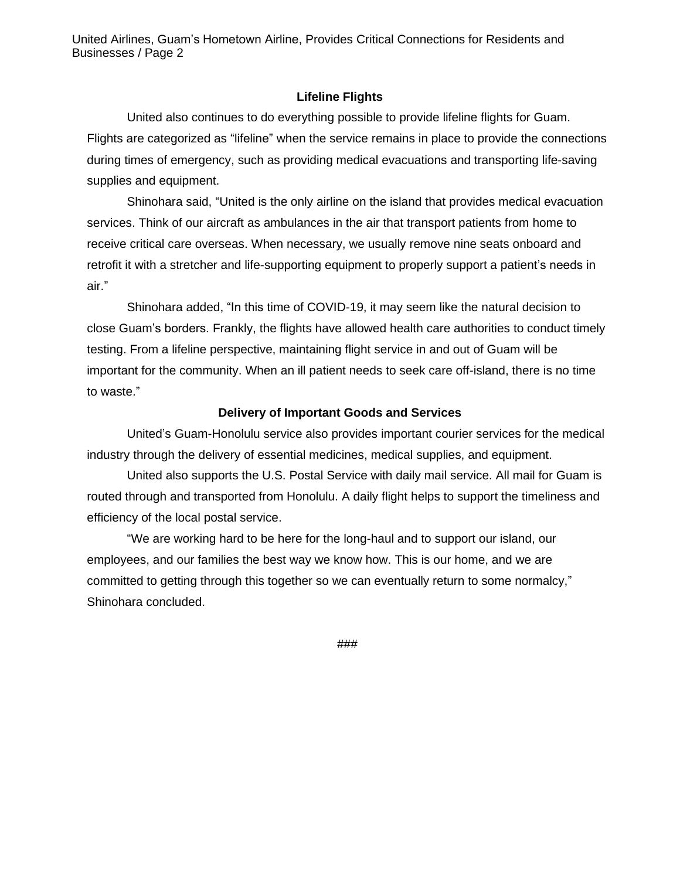**Lifeline Flights**

United also continues to do everything possible to provide lifeline flights for Guam. Flights are categorized as "lifeline" when the service remains in place to provide the connections during times of emergency, such as providing medical evacuations and transporting life-saving supplies and equipment.

Shinohara said, "United is the only airline on the island that provides medical evacuation services. Think of our aircraft as ambulances in the air that transport patients from home to receive critical care overseas. When necessary, we usually remove nine seats onboard and retrofit it with a stretcher and life-supporting equipment to properly support a patient's needs in air."

Shinohara added, "In this time of COVID-19, it may seem like the natural decision to close Guam's borders. Frankly, the flights have allowed health care authorities to conduct timely testing. From a lifeline perspective, maintaining flight service in and out of Guam will be important for the community. When an ill patient needs to seek care off-island, there is no time to waste."

**Delivery of Important Goods and Services**

United's Guam-Honolulu service also provides important courier services for the medical industry through the delivery of essential medicines, medical supplies, and equipment.

United also supports the U.S. Postal Service with daily mail service. All mail for Guam is routed through and transported from Honolulu. A daily flight helps to support the timeliness and efficiency of the local postal service.

"We are working hard to be here for the long-haul and to support our island, our employees, and our families the best way we know how. This is our home, and we are committed to getting through this together so we can eventually return to some normalcy," Shinohara concluded.

###